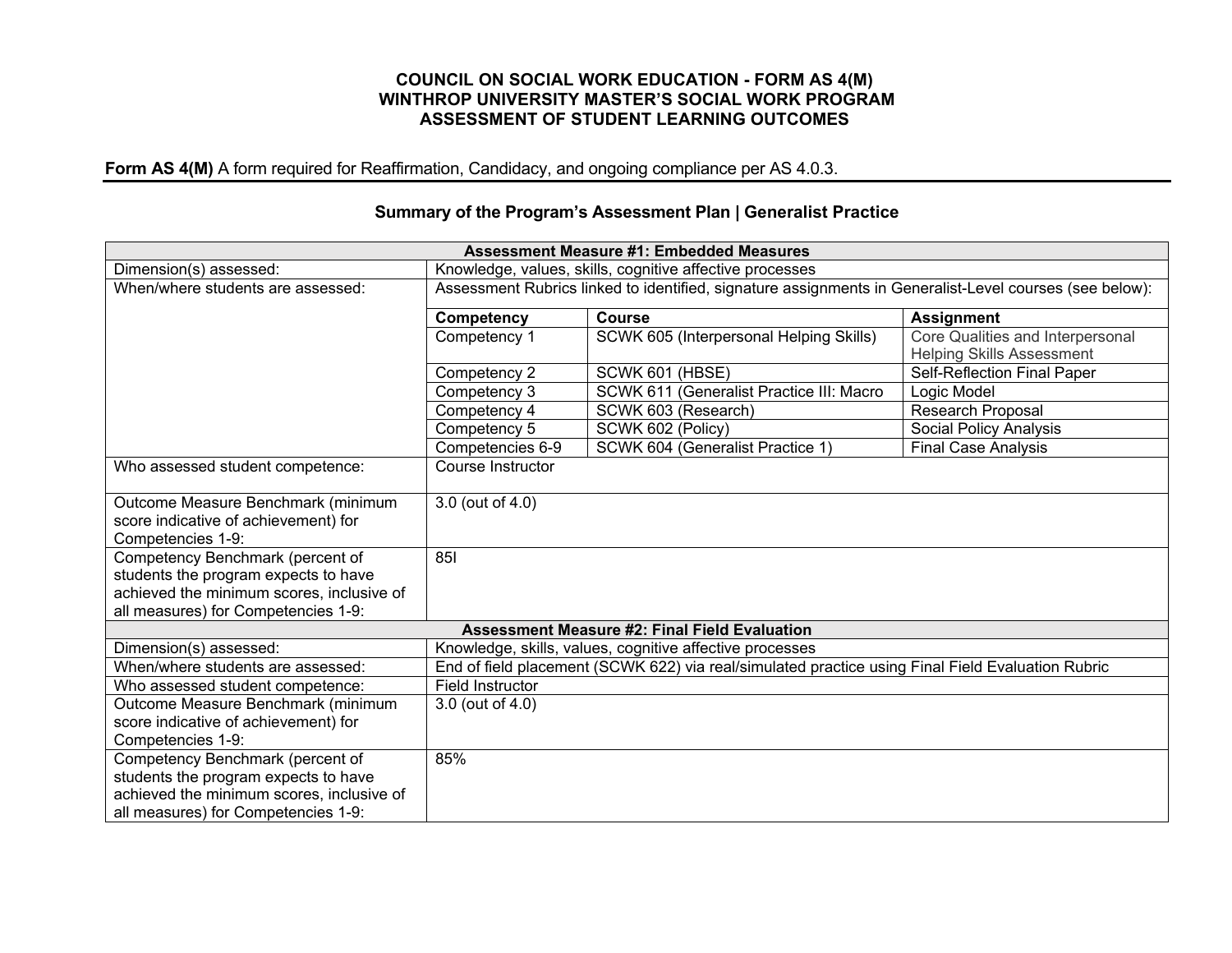**COUNCIL ON SOCIAL WORK EDUCATION - FORM AS 4(M)**
**WINTHROP UNIVERSITY MASTER'S SOCIAL WORK PROGRAM**
**ASSESSMENT OF STUDENT LEARNING OUTCOMES**

**Form AS 4(M)** A form required for Reaffirmation, Candidacy, and ongoing compliance per AS 4.0.3.

## Summary of the Program's Assessment Plan | Generalist Practice

| **Assessment Measure #1: Embedded Measures** | | | |
|---|---|---|---|
| Dimension(s) assessed: | Knowledge, values, skills, cognitive affective processes | | |
| When/where students are assessed: | Assessment Rubrics linked to identified, signature assignments in Generalist-Level courses (see below): | | |
| | **Competency** | **Course** | **Assignment** |
| | Competency 1 | SCWK 605 (Interpersonal Helping Skills) | Core Qualities and Interpersonal Helping Skills Assessment |
| | Competency 2 | SCWK 601 (HBSE) | Self-Reflection Final Paper |
| | Competency 3 | SCWK 611 (Generalist Practice III: Macro | Logic Model |
| | Competency 4 | SCWK 603 (Research) | Research Proposal |
| | Competency 5 | SCWK 602 (Policy) | Social Policy Analysis |
| | Competencies 6-9 | SCWK 604 (Generalist Practice 1) | Final Case Analysis |
| Who assessed student competence: | Course Instructor | | |
| Outcome Measure Benchmark (minimum score indicative of achievement) for Competencies 1-9: | 3.0 (out of 4.0) | | |
| Competency Benchmark (percent of students the program expects to have achieved the minimum scores, inclusive of all measures) for Competencies 1-9: | 85l | | |

| **Assessment Measure #2: Final Field Evaluation** | |
|---|---|
| Dimension(s) assessed: | Knowledge, skills, values, cognitive affective processes |
| When/where students are assessed: | End of field placement (SCWK 622) via real/simulated practice using Final Field Evaluation Rubric |
| Who assessed student competence: | Field Instructor |
| Outcome Measure Benchmark (minimum score indicative of achievement) for Competencies 1-9: | 3.0 (out of 4.0) |
| Competency Benchmark (percent of students the program expects to have achieved the minimum scores, inclusive of all measures) for Competencies 1-9: | 85% |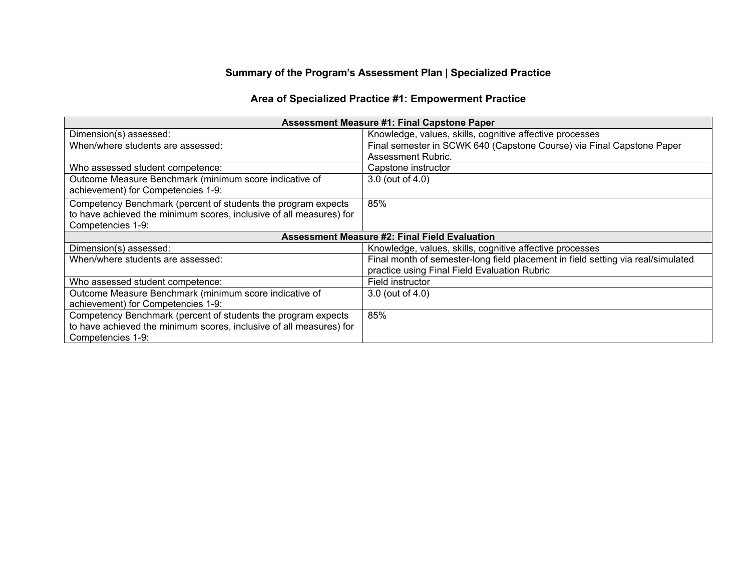## Summary of the Program's Assessment Plan | Specialized Practice

### Area of Specialized Practice #1: Empowerment Practice

| **Assessment Measure #1: Final Capstone Paper** | |
|---|---|
| Dimension(s) assessed: | Knowledge, values, skills, cognitive affective processes |
| When/where students are assessed: | Final semester in SCWK 640 (Capstone Course) via Final Capstone Paper Assessment Rubric. |
| Who assessed student competence: | Capstone instructor |
| Outcome Measure Benchmark (minimum score indicative of achievement) for Competencies 1-9: | 3.0 (out of 4.0) |
| Competency Benchmark (percent of students the program expects to have achieved the minimum scores, inclusive of all measures) for Competencies 1-9: | 85% |
| **Assessment Measure #2: Final Field Evaluation** | |
| Dimension(s) assessed: | Knowledge, values, skills, cognitive affective processes |
| When/where students are assessed: | Final month of semester-long field placement in field setting via real/simulated practice using Final Field Evaluation Rubric |
| Who assessed student competence: | Field instructor |
| Outcome Measure Benchmark (minimum score indicative of achievement) for Competencies 1-9: | 3.0 (out of 4.0) |
| Competency Benchmark (percent of students the program expects to have achieved the minimum scores, inclusive of all measures) for Competencies 1-9: | 85% |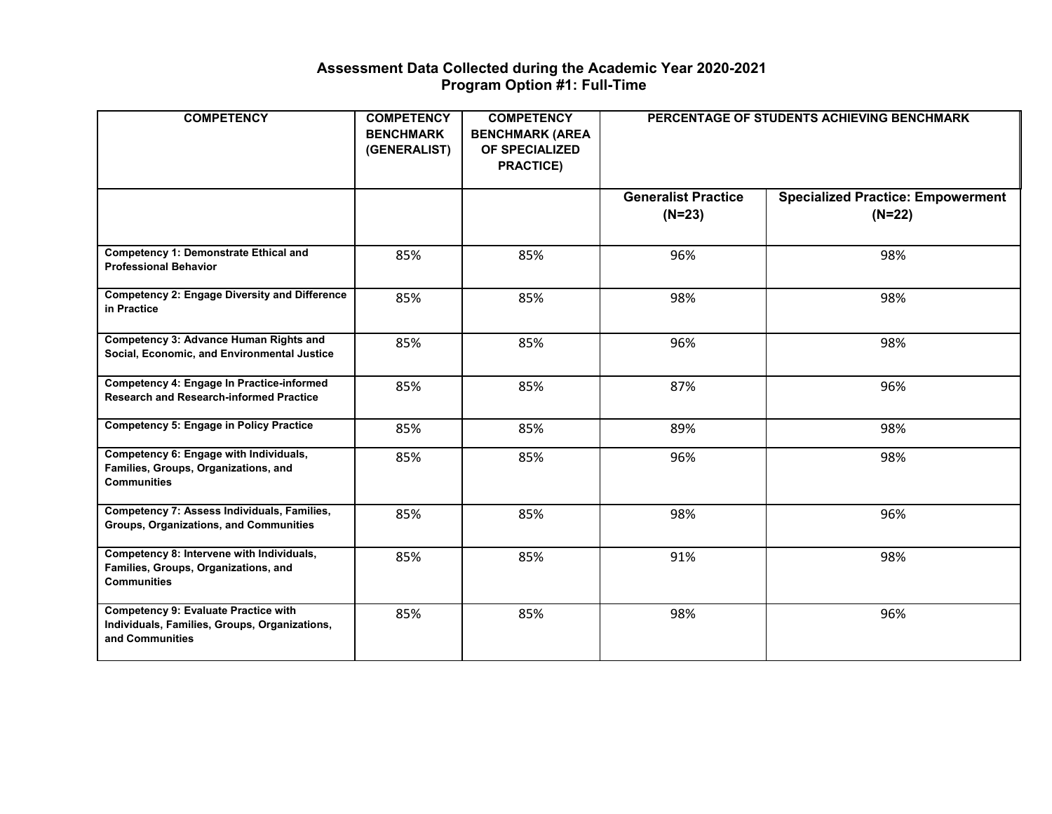**Assessment Data Collected during the Academic Year 2020-2021**
**Program Option #1: Full-Time**

| COMPETENCY | COMPETENCY BENCHMARK (GENERALIST) | COMPETENCY BENCHMARK (AREA OF SPECIALIZED PRACTICE) | PERCENTAGE OF STUDENTS ACHIEVING BENCHMARK | |
|---|---|---|---|---|
| | | | **Generalist Practice (N=23)** | **Specialized Practice: Empowerment (N=22)** |
| **Competency 1: Demonstrate Ethical and Professional Behavior** | 85% | 85% | 96% | 98% |
| **Competency 2: Engage Diversity and Difference in Practice** | 85% | 85% | 98% | 98% |
| **Competency 3: Advance Human Rights and Social, Economic, and Environmental Justice** | 85% | 85% | 96% | 98% |
| **Competency 4: Engage In Practice-informed Research and Research-informed Practice** | 85% | 85% | 87% | 96% |
| **Competency 5: Engage in Policy Practice** | 85% | 85% | 89% | 98% |
| **Competency 6: Engage with Individuals, Families, Groups, Organizations, and Communities** | 85% | 85% | 96% | 98% |
| **Competency 7: Assess Individuals, Families, Groups, Organizations, and Communities** | 85% | 85% | 98% | 96% |
| **Competency 8: Intervene with Individuals, Families, Groups, Organizations, and Communities** | 85% | 85% | 91% | 98% |
| **Competency 9: Evaluate Practice with Individuals, Families, Groups, Organizations, and Communities** | 85% | 85% | 98% | 96% |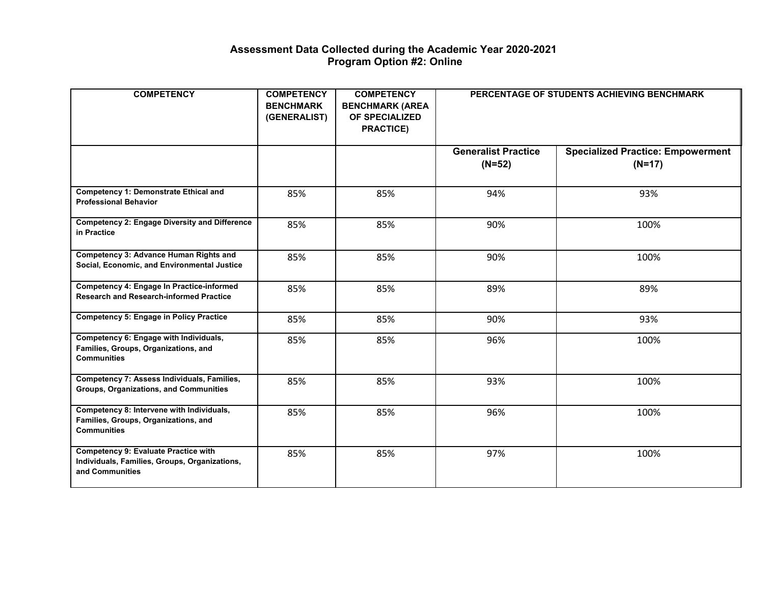**Assessment Data Collected during the Academic Year 2020-2021**
**Program Option #2: Online**

| COMPETENCY | COMPETENCY BENCHMARK (GENERALIST) | COMPETENCY BENCHMARK (AREA OF SPECIALIZED PRACTICE) | PERCENTAGE OF STUDENTS ACHIEVING BENCHMARK | |
|---|---|---|---|---|
| | | | **Generalist Practice (N=52)** | **Specialized Practice: Empowerment (N=17)** |
| **Competency 1: Demonstrate Ethical and Professional Behavior** | 85% | 85% | 94% | 93% |
| **Competency 2: Engage Diversity and Difference in Practice** | 85% | 85% | 90% | 100% |
| **Competency 3: Advance Human Rights and Social, Economic, and Environmental Justice** | 85% | 85% | 90% | 100% |
| **Competency 4: Engage In Practice-informed Research and Research-informed Practice** | 85% | 85% | 89% | 89% |
| **Competency 5: Engage in Policy Practice** | 85% | 85% | 90% | 93% |
| **Competency 6: Engage with Individuals, Families, Groups, Organizations, and Communities** | 85% | 85% | 96% | 100% |
| **Competency 7: Assess Individuals, Families, Groups, Organizations, and Communities** | 85% | 85% | 93% | 100% |
| **Competency 8: Intervene with Individuals, Families, Groups, Organizations, and Communities** | 85% | 85% | 96% | 100% |
| **Competency 9: Evaluate Practice with Individuals, Families, Groups, Organizations, and Communities** | 85% | 85% | 97% | 100% |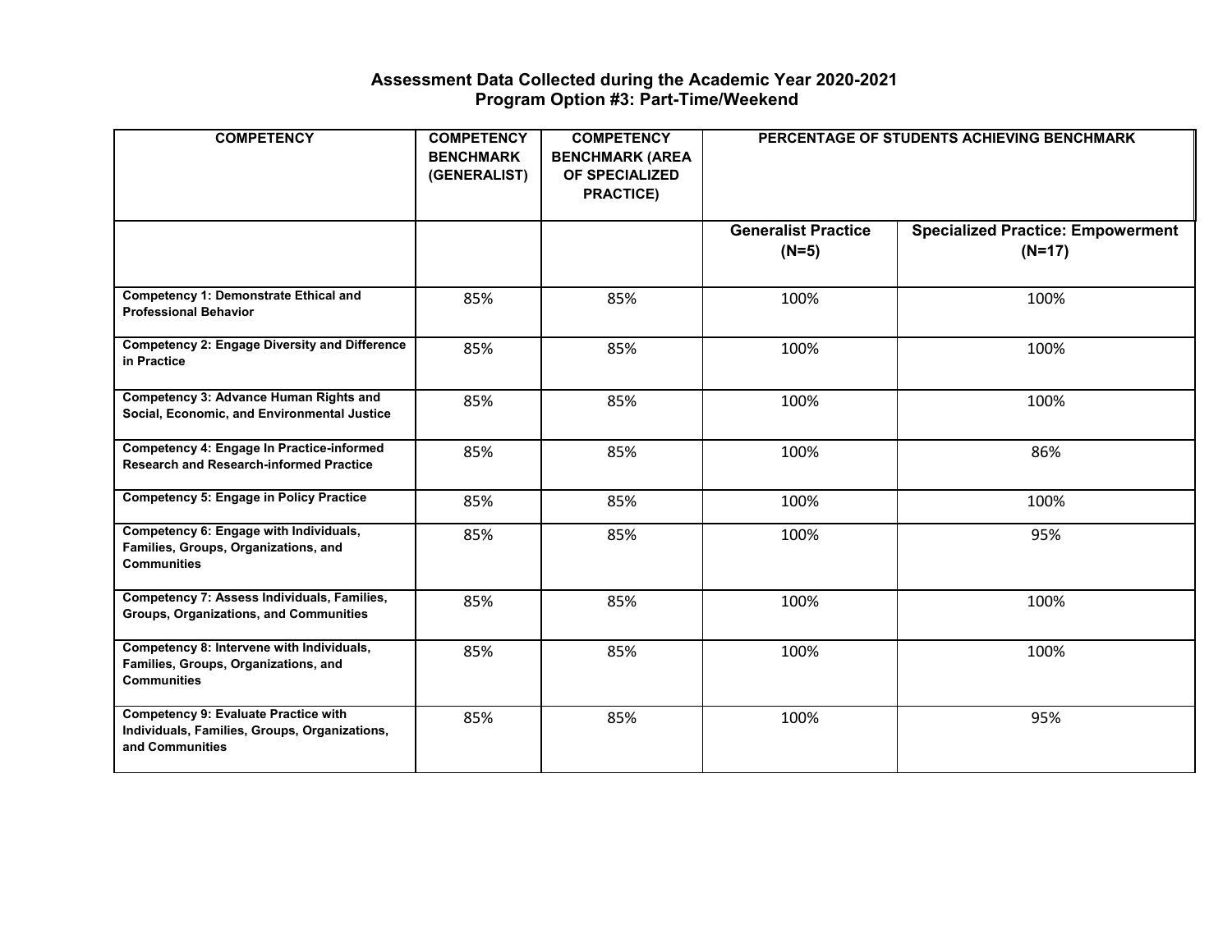## Assessment Data Collected during the Academic Year 2020-2021
## Program Option #3: Part-Time/Weekend

| COMPETENCY | COMPETENCY BENCHMARK (GENERALIST) | COMPETENCY BENCHMARK (AREA OF SPECIALIZED PRACTICE) | PERCENTAGE OF STUDENTS ACHIEVING BENCHMARK | |
|---|---|---|---|---|
| | | | **Generalist Practice (N=5)** | **Specialized Practice: Empowerment (N=17)** |
| **Competency 1: Demonstrate Ethical and Professional Behavior** | 85% | 85% | 100% | 100% |
| **Competency 2: Engage Diversity and Difference in Practice** | 85% | 85% | 100% | 100% |
| **Competency 3: Advance Human Rights and Social, Economic, and Environmental Justice** | 85% | 85% | 100% | 100% |
| **Competency 4: Engage In Practice-informed Research and Research-informed Practice** | 85% | 85% | 100% | 86% |
| **Competency 5: Engage in Policy Practice** | 85% | 85% | 100% | 100% |
| **Competency 6: Engage with Individuals, Families, Groups, Organizations, and Communities** | 85% | 85% | 100% | 95% |
| **Competency 7: Assess Individuals, Families, Groups, Organizations, and Communities** | 85% | 85% | 100% | 100% |
| **Competency 8: Intervene with Individuals, Families, Groups, Organizations, and Communities** | 85% | 85% | 100% | 100% |
| **Competency 9: Evaluate Practice with Individuals, Families, Groups, Organizations, and Communities** | 85% | 85% | 100% | 95% |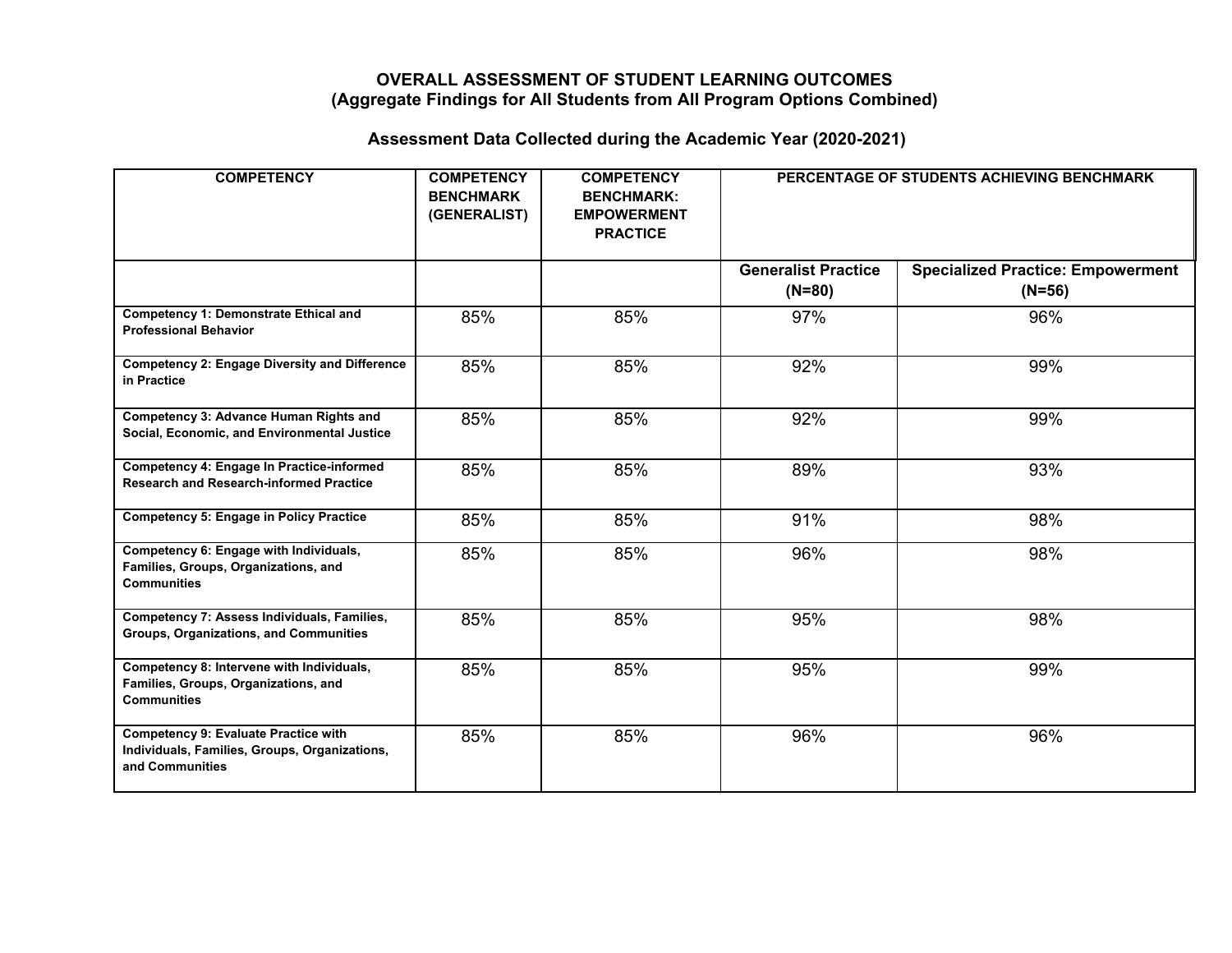**OVERALL ASSESSMENT OF STUDENT LEARNING OUTCOMES**
**(Aggregate Findings for All Students from All Program Options Combined)**

**Assessment Data Collected during the Academic Year (2020-2021)**

| COMPETENCY | COMPETENCY BENCHMARK (GENERALIST) | COMPETENCY BENCHMARK: EMPOWERMENT PRACTICE | PERCENTAGE OF STUDENTS ACHIEVING BENCHMARK | |
|---|---|---|---|---|
| | | | **Generalist Practice (N=80)** | **Specialized Practice: Empowerment (N=56)** |
| **Competency 1: Demonstrate Ethical and Professional Behavior** | 85% | 85% | 97% | 96% |
| **Competency 2: Engage Diversity and Difference in Practice** | 85% | 85% | 92% | 99% |
| **Competency 3: Advance Human Rights and Social, Economic, and Environmental Justice** | 85% | 85% | 92% | 99% |
| **Competency 4: Engage In Practice-informed Research and Research-informed Practice** | 85% | 85% | 89% | 93% |
| **Competency 5: Engage in Policy Practice** | 85% | 85% | 91% | 98% |
| **Competency 6: Engage with Individuals, Families, Groups, Organizations, and Communities** | 85% | 85% | 96% | 98% |
| **Competency 7: Assess Individuals, Families, Groups, Organizations, and Communities** | 85% | 85% | 95% | 98% |
| **Competency 8: Intervene with Individuals, Families, Groups, Organizations, and Communities** | 85% | 85% | 95% | 99% |
| **Competency 9: Evaluate Practice with Individuals, Families, Groups, Organizations, and Communities** | 85% | 85% | 96% | 96% |